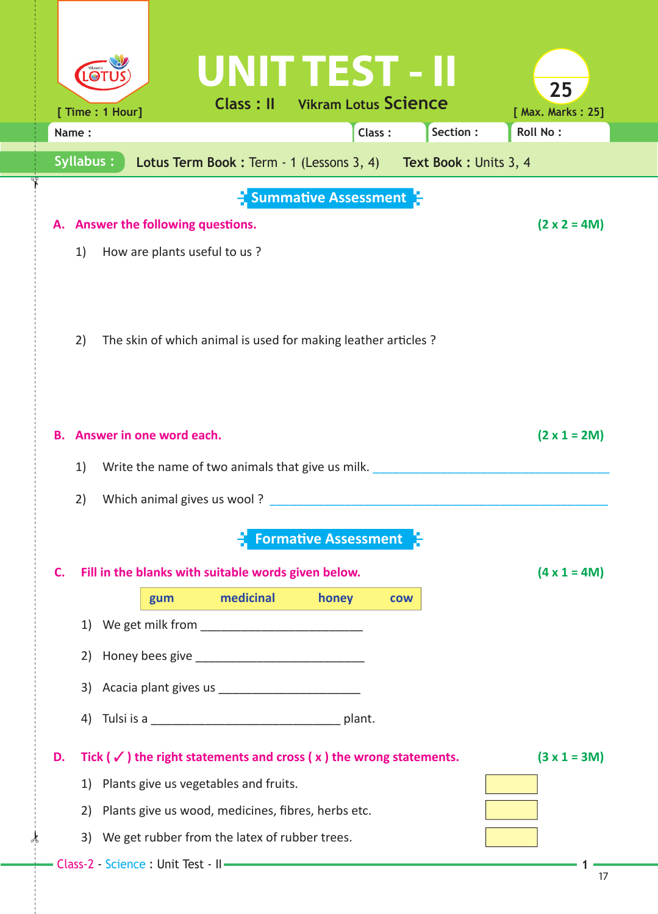# UNIT TEST - II

**Class : II** Vikram Lotus **Science**

[ Time : 1 Hour] [ Max. Marks : 25]

| Name : | Class : | Section : | Roll No : |
|---|---|---|---|

**Syllabus :** **Lotus Term Book :** Term - 1 (Lessons 3, 4) **Text Book :** Units 3, 4

## Summative Assessment

**A. Answer the following questions.** **(2 x 2 = 4M)**

1) How are plants useful to us ?

2) The skin of which animal is used for making leather articles ?

**B. Answer in one word each.** **(2 x 1 = 2M)**

1) Write the name of two animals that give us milk. ______________________________

2) Which animal gives us wool ? ______________________________

## Formative Assessment

**C. Fill in the blanks with suitable words given below.** **(4 x 1 = 4M)**

| gum | medicinal | honey | cow |
|---|---|---|---|

1) We get milk from ____________________

2) Honey bees give ____________________

3) Acacia plant gives us ____________________

4) Tulsi is a ____________________ plant.

**D. Tick ( ✓ ) the right statements and cross ( x ) the wrong statements.** **(3 x 1 = 3M)**

1) Plants give us vegetables and fruits. [ ]

2) Plants give us wood, medicines, fibres, herbs etc. [ ]

3) We get rubber from the latex of rubber trees. [ ]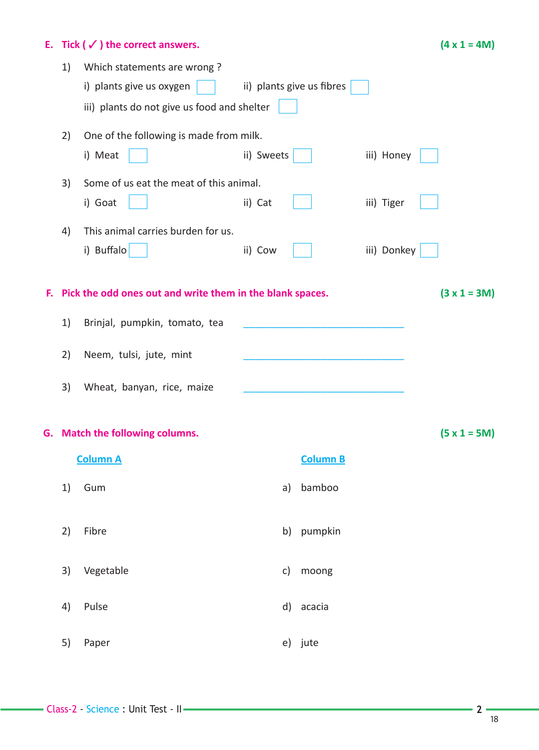**E. Tick ( ✓ ) the correct answers.** **(4 x 1 = 4M)**

1) Which statements are wrong ?

i) plants give us oxygen [ ] ii) plants give us fibres [ ]

iii) plants do not give us food and shelter [ ]

2) One of the following is made from milk.

i) Meat [ ] ii) Sweets [ ] iii) Honey [ ]

3) Some of us eat the meat of this animal.

i) Goat [ ] ii) Cat [ ] iii) Tiger [ ]

4) This animal carries burden for us.

i) Buffalo [ ] ii) Cow [ ] iii) Donkey [ ]

**F. Pick the odd ones out and write them in the blank spaces.** **(3 x 1 = 3M)**

1) Brinjal, pumpkin, tomato, tea ______________________________

2) Neem, tulsi, jute, mint ______________________________

3) Wheat, banyan, rice, maize ______________________________

**G. Match the following columns.** **(5 x 1 = 5M)**

| Column A | Column B |
|---|---|
| 1) Gum | a) bamboo |
| 2) Fibre | b) pumpkin |
| 3) Vegetable | c) moong |
| 4) Pulse | d) acacia |
| 5) Paper | e) jute |